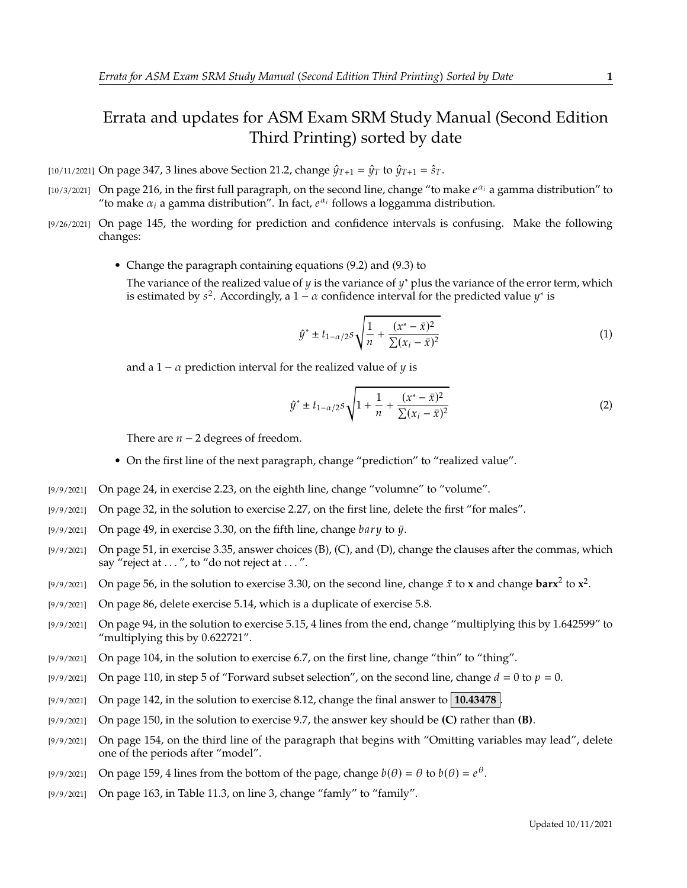# Errata and updates for ASM Exam SRM Study Manual (Second Edition Third Printing) sorted by date

[10/11/2021] On page 347, 3 lines above Section 21.2, change $\hat{y}_{T+1} = \hat{y}_T$ to $\hat{y}_{T+1} = \hat{s}_T$.

[10/3/2021] On page 216, in the first full paragraph, on the second line, change "to make $e^{\alpha_i}$ a gamma distribution" to "to make $\alpha_i$ a gamma distribution". In fact, $e^{\alpha_i}$ follows a loggamma distribution.

[9/26/2021] On page 145, the wording for prediction and confidence intervals is confusing. Make the following changes:

- Change the paragraph containing equations (9.2) and (9.3) to

  The variance of the realized value of $y$ is the variance of $y^*$ plus the variance of the error term, which is estimated by $s^2$. Accordingly, a $1-\alpha$ confidence interval for the predicted value $y^*$ is

  $$\hat{y}^* \pm t_{1-\alpha/2} s \sqrt{\frac{1}{n} + \frac{(x^* - \bar{x})^2}{\sum (x_i - \bar{x})^2}} \tag{1}$$

  and a $1-\alpha$ prediction interval for the realized value of $y$ is

  $$\hat{y}^* \pm t_{1-\alpha/2} s \sqrt{1 + \frac{1}{n} + \frac{(x^* - \bar{x})^2}{\sum (x_i - \bar{x})^2}} \tag{2}$$

  There are $n-2$ degrees of freedom.

- On the first line of the next paragraph, change "prediction" to "realized value".

[9/9/2021] On page 24, in exercise 2.23, on the eighth line, change "volumne" to "volume".

[9/9/2021] On page 32, in the solution to exercise 2.27, on the first line, delete the first "for males".

[9/9/2021] On page 49, in exercise 3.30, on the fifth line, change $bary$ to $\bar{y}$.

[9/9/2021] On page 51, in exercise 3.35, answer choices (B), (C), and (D), change the clauses after the commas, which say "reject at . . . ", to "do not reject at . . . ".

[9/9/2021] On page 56, in the solution to exercise 3.30, on the second line, change $\bar{x}$ to $\mathbf{x}$ and change $\mathbf{barx}^2$ to $\mathbf{x}^2$.

[9/9/2021] On page 86, delete exercise 5.14, which is a duplicate of exercise 5.8.

[9/9/2021] On page 94, in the solution to exercise 5.15, 4 lines from the end, change "multiplying this by 1.642599" to "multiplying this by 0.622721".

[9/9/2021] On page 104, in the solution to exercise 6.7, on the first line, change "thin" to "thing".

[9/9/2021] On page 110, in step 5 of "Forward subset selection", on the second line, change $d = 0$ to $p = 0$.

[9/9/2021] On page 142, in the solution to exercise 8.12, change the final answer to **10.43478**.

[9/9/2021] On page 150, in the solution to exercise 9.7, the answer key should be **(C)** rather than **(B)**.

[9/9/2021] On page 154, on the third line of the paragraph that begins with "Omitting variables may lead", delete one of the periods after "model".

[9/9/2021] On page 159, 4 lines from the bottom of the page, change $b(\theta) = \theta$ to $b(\theta) = e^{\theta}$.

[9/9/2021] On page 163, in Table 11.3, on line 3, change "famly" to "family".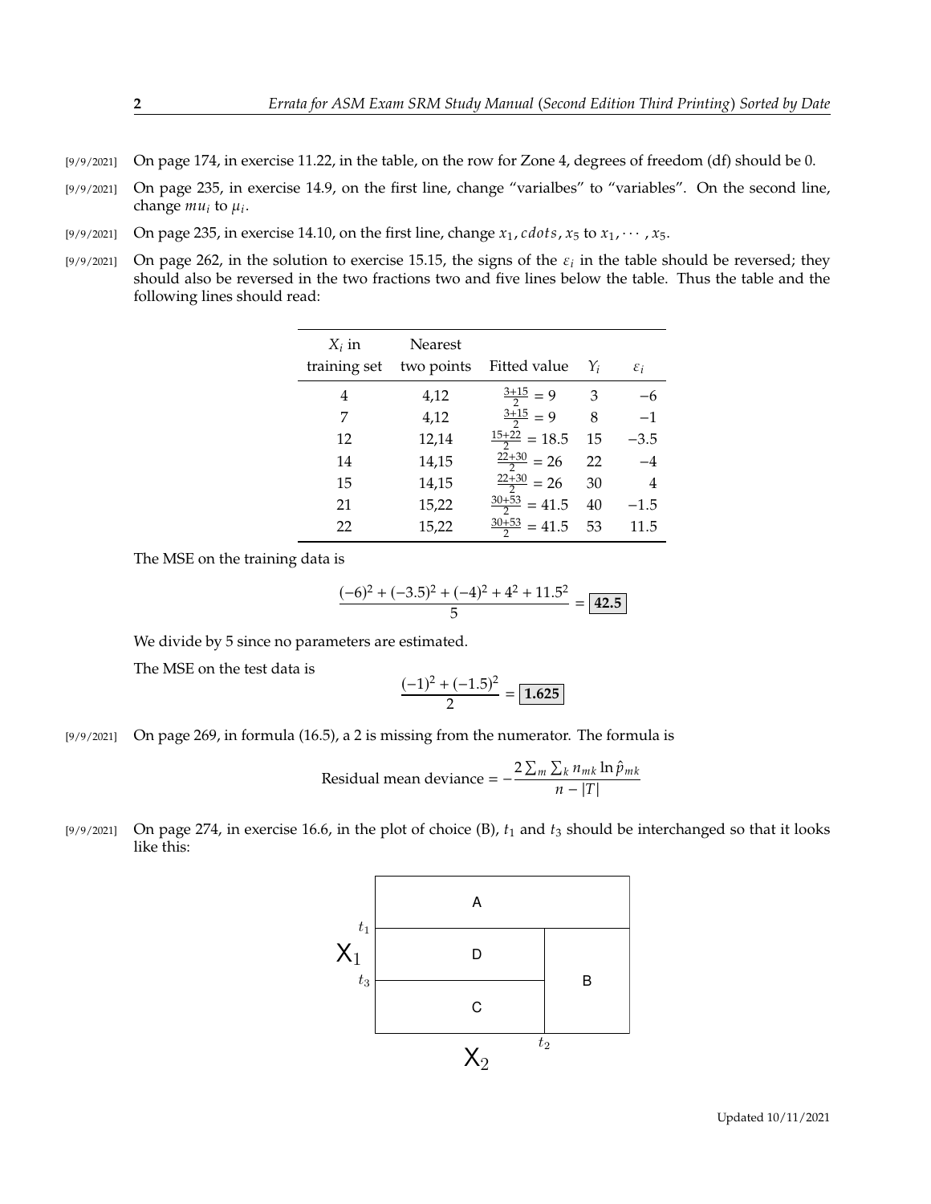[9/9/2021] On page 174, in exercise 11.22, in the table, on the row for Zone 4, degrees of freedom (df) should be 0.

[9/9/2021] On page 235, in exercise 14.9, on the first line, change "varialbes" to "variables". On the second line, change $mu_i$ to $\mu_i$.

[9/9/2021] On page 235, in exercise 14.10, on the first line, change $x_1, cdots, x_5$ to $x_1, \cdots, x_5$.

[9/9/2021] On page 262, in the solution to exercise 15.15, the signs of the $\varepsilon_i$ in the table should be reversed; they should also be reversed in the two fractions two and five lines below the table. Thus the table and the following lines should read:

| $X_i$ in training set | Nearest two points | Fitted value | $Y_i$ | $\varepsilon_i$ |
|---|---|---|---|---|
| 4 | 4,12 | $\frac{3+15}{2} = 9$ | 3 | $-6$ |
| 7 | 4,12 | $\frac{3+15}{2} = 9$ | 8 | $-1$ |
| 12 | 12,14 | $\frac{15+22}{2} = 18.5$ | 15 | $-3.5$ |
| 14 | 14,15 | $\frac{22+30}{2} = 26$ | 22 | $-4$ |
| 15 | 14,15 | $\frac{22+30}{2} = 26$ | 30 | 4 |
| 21 | 15,22 | $\frac{30+53}{2} = 41.5$ | 40 | $-1.5$ |
| 22 | 15,22 | $\frac{30+53}{2} = 41.5$ | 53 | 11.5 |

The MSE on the training data is

$$\frac{(-6)^2 + (-3.5)^2 + (-4)^2 + 4^2 + 11.5^2}{5} = \boxed{\mathbf{42.5}}$$

We divide by 5 since no parameters are estimated.

The MSE on the test data is

$$\frac{(-1)^2 + (-1.5)^2}{2} = \boxed{\mathbf{1.625}}$$

[9/9/2021] On page 269, in formula (16.5), a 2 is missing from the numerator. The formula is

$$\text{Residual mean deviance} = -\frac{2\sum_m \sum_k n_{mk} \ln \hat{p}_{mk}}{n - |T|}$$

[9/9/2021] On page 274, in exercise 16.6, in the plot of choice (B), $t_1$ and $t_3$ should be interchanged so that it looks like this: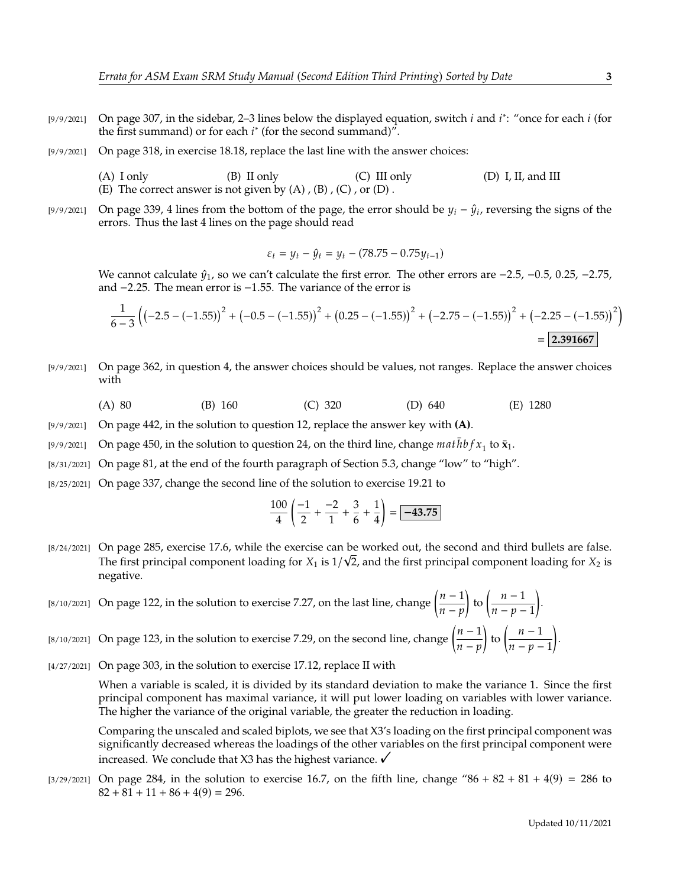[9/9/2021] On page 307, in the sidebar, 2–3 lines below the displayed equation, switch $i$ and $i^*$: "once for each $i$ (for the first summand) or for each $i^*$ (for the second summand)".

[9/9/2021] On page 318, in exercise 18.18, replace the last line with the answer choices:

(A) I only (B) II only (C) III only (D) I, II, and III
(E) The correct answer is not given by (A) , (B) , (C) , or (D) .

[9/9/2021] On page 339, 4 lines from the bottom of the page, the error should be $y_i - \hat{y}_i$, reversing the signs of the errors. Thus the last 4 lines on the page should read

$$\varepsilon_t = y_t - \hat{y}_t = y_t - (78.75 - 0.75y_{t-1})$$

We cannot calculate $\hat{y}_1$, so we can't calculate the first error. The other errors are −2.5, −0.5, 0.25, −2.75, and −2.25. The mean error is −1.55. The variance of the error is

$$\frac{1}{6-3}\Big(\big(-2.5-(-1.55)\big)^2 + \big(-0.5-(-1.55)\big)^2 + \big(0.25-(-1.55)\big)^2 + \big(-2.75-(-1.55)\big)^2 + \big(-2.25-(-1.55)\big)^2\Big) = \boxed{\mathbf{2.391667}}$$

[9/9/2021] On page 362, in question 4, the answer choices should be values, not ranges. Replace the answer choices with

(A) 80 (B) 160 (C) 320 (D) 640 (E) 1280

[9/9/2021] On page 442, in the solution to question 12, replace the answer key with **(A)**.

[9/9/2021] On page 450, in the solution to question 24, on the third line, change $mat\bar{h}bf x_1$ to $\bar{\mathbf{x}}_1$.

[8/31/2021] On page 81, at the end of the fourth paragraph of Section 5.3, change "low" to "high".

[8/25/2021] On page 337, change the second line of the solution to exercise 19.21 to

$$\frac{100}{4}\left(\frac{-1}{2} + \frac{-2}{1} + \frac{3}{6} + \frac{1}{4}\right) = \boxed{\mathbf{-43.75}}$$

[8/24/2021] On page 285, exercise 17.6, while the exercise can be worked out, the second and third bullets are false. The first principal component loading for $X_1$ is $1/\sqrt{2}$, and the first principal component loading for $X_2$ is negative.

[8/10/2021] On page 122, in the solution to exercise 7.27, on the last line, change $\left(\frac{n-1}{n-p}\right)$ to $\left(\frac{n-1}{n-p-1}\right)$.

[8/10/2021] On page 123, in the solution to exercise 7.29, on the second line, change $\left(\frac{n-1}{n-p}\right)$ to $\left(\frac{n-1}{n-p-1}\right)$.

[4/27/2021] On page 303, in the solution to exercise 17.12, replace II with

When a variable is scaled, it is divided by its standard deviation to make the variance 1. Since the first principal component has maximal variance, it will put lower loading on variables with lower variance. The higher the variance of the original variable, the greater the reduction in loading.

Comparing the unscaled and scaled biplots, we see that X3's loading on the first principal component was significantly decreased whereas the loadings of the other variables on the first principal component were increased. We conclude that X3 has the highest variance. ✓

[3/29/2021] On page 284, in the solution to exercise 16.7, on the fifth line, change "86 + 82 + 81 + 4(9) = 286 to 82 + 81 + 11 + 86 + 4(9) = 296.